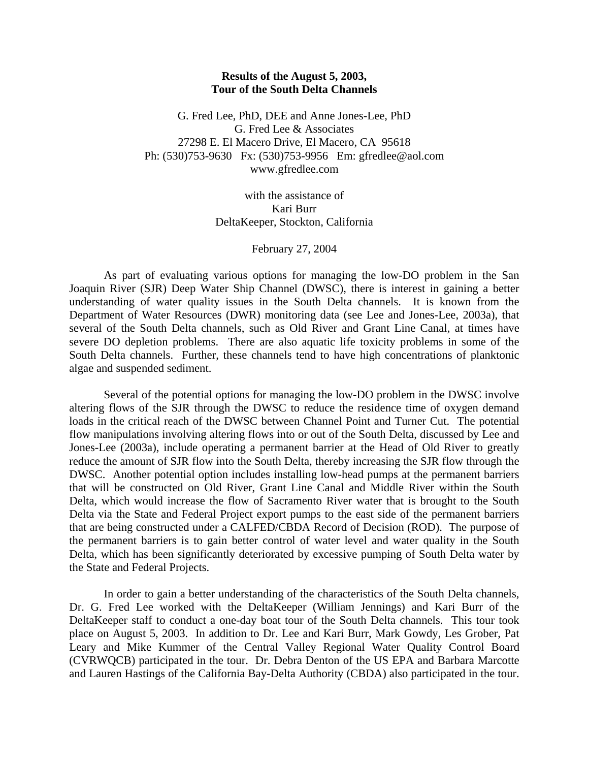**Results of the August 5, 2003,**
**Tour of the South Delta Channels**

G. Fred Lee, PhD, DEE and Anne Jones-Lee, PhD
G. Fred Lee & Associates
27298 E. El Macero Drive, El Macero, CA 95618
Ph: (530)753-9630 Fx: (530)753-9956 Em: gfredlee@aol.com
www.gfredlee.com

with the assistance of
Kari Burr
DeltaKeeper, Stockton, California

February 27, 2004

As part of evaluating various options for managing the low-DO problem in the San Joaquin River (SJR) Deep Water Ship Channel (DWSC), there is interest in gaining a better understanding of water quality issues in the South Delta channels. It is known from the Department of Water Resources (DWR) monitoring data (see Lee and Jones-Lee, 2003a), that several of the South Delta channels, such as Old River and Grant Line Canal, at times have severe DO depletion problems. There are also aquatic life toxicity problems in some of the South Delta channels. Further, these channels tend to have high concentrations of planktonic algae and suspended sediment.

Several of the potential options for managing the low-DO problem in the DWSC involve altering flows of the SJR through the DWSC to reduce the residence time of oxygen demand loads in the critical reach of the DWSC between Channel Point and Turner Cut. The potential flow manipulations involving altering flows into or out of the South Delta, discussed by Lee and Jones-Lee (2003a), include operating a permanent barrier at the Head of Old River to greatly reduce the amount of SJR flow into the South Delta, thereby increasing the SJR flow through the DWSC. Another potential option includes installing low-head pumps at the permanent barriers that will be constructed on Old River, Grant Line Canal and Middle River within the South Delta, which would increase the flow of Sacramento River water that is brought to the South Delta via the State and Federal Project export pumps to the east side of the permanent barriers that are being constructed under a CALFED/CBDA Record of Decision (ROD). The purpose of the permanent barriers is to gain better control of water level and water quality in the South Delta, which has been significantly deteriorated by excessive pumping of South Delta water by the State and Federal Projects.

In order to gain a better understanding of the characteristics of the South Delta channels, Dr. G. Fred Lee worked with the DeltaKeeper (William Jennings) and Kari Burr of the DeltaKeeper staff to conduct a one-day boat tour of the South Delta channels. This tour took place on August 5, 2003. In addition to Dr. Lee and Kari Burr, Mark Gowdy, Les Grober, Pat Leary and Mike Kummer of the Central Valley Regional Water Quality Control Board (CVRWQCB) participated in the tour. Dr. Debra Denton of the US EPA and Barbara Marcotte and Lauren Hastings of the California Bay-Delta Authority (CBDA) also participated in the tour.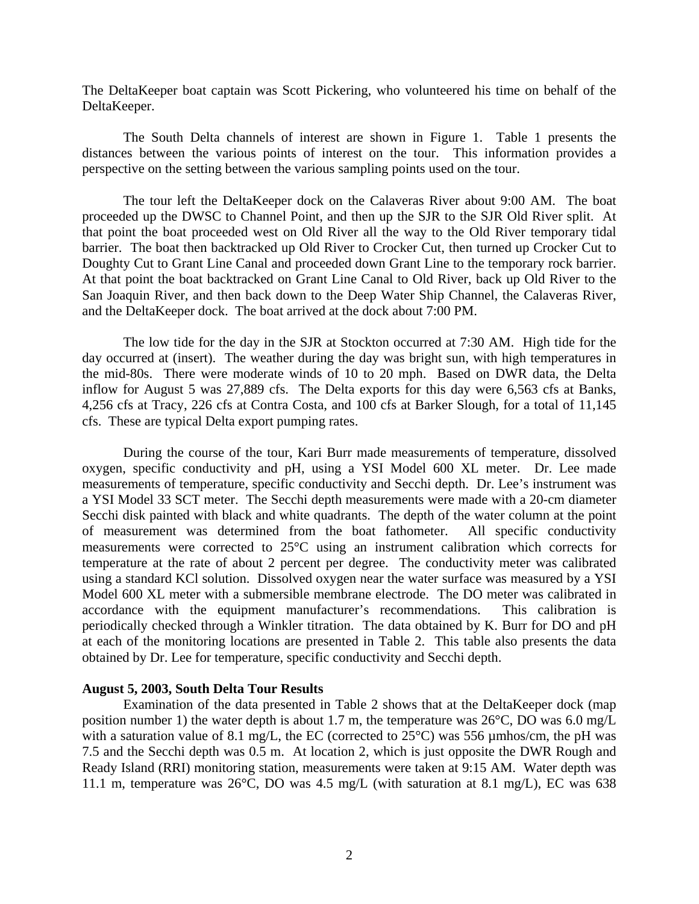The DeltaKeeper boat captain was Scott Pickering, who volunteered his time on behalf of the DeltaKeeper.

The South Delta channels of interest are shown in Figure 1. Table 1 presents the distances between the various points of interest on the tour. This information provides a perspective on the setting between the various sampling points used on the tour.

The tour left the DeltaKeeper dock on the Calaveras River about 9:00 AM. The boat proceeded up the DWSC to Channel Point, and then up the SJR to the SJR Old River split. At that point the boat proceeded west on Old River all the way to the Old River temporary tidal barrier. The boat then backtracked up Old River to Crocker Cut, then turned up Crocker Cut to Doughty Cut to Grant Line Canal and proceeded down Grant Line to the temporary rock barrier. At that point the boat backtracked on Grant Line Canal to Old River, back up Old River to the San Joaquin River, and then back down to the Deep Water Ship Channel, the Calaveras River, and the DeltaKeeper dock. The boat arrived at the dock about 7:00 PM.

The low tide for the day in the SJR at Stockton occurred at 7:30 AM. High tide for the day occurred at (insert). The weather during the day was bright sun, with high temperatures in the mid-80s. There were moderate winds of 10 to 20 mph. Based on DWR data, the Delta inflow for August 5 was 27,889 cfs. The Delta exports for this day were 6,563 cfs at Banks, 4,256 cfs at Tracy, 226 cfs at Contra Costa, and 100 cfs at Barker Slough, for a total of 11,145 cfs. These are typical Delta export pumping rates.

During the course of the tour, Kari Burr made measurements of temperature, dissolved oxygen, specific conductivity and pH, using a YSI Model 600 XL meter. Dr. Lee made measurements of temperature, specific conductivity and Secchi depth. Dr. Lee's instrument was a YSI Model 33 SCT meter. The Secchi depth measurements were made with a 20-cm diameter Secchi disk painted with black and white quadrants. The depth of the water column at the point of measurement was determined from the boat fathometer. All specific conductivity measurements were corrected to 25°C using an instrument calibration which corrects for temperature at the rate of about 2 percent per degree. The conductivity meter was calibrated using a standard KCl solution. Dissolved oxygen near the water surface was measured by a YSI Model 600 XL meter with a submersible membrane electrode. The DO meter was calibrated in accordance with the equipment manufacturer's recommendations. This calibration is periodically checked through a Winkler titration. The data obtained by K. Burr for DO and pH at each of the monitoring locations are presented in Table 2. This table also presents the data obtained by Dr. Lee for temperature, specific conductivity and Secchi depth.

**August 5, 2003, South Delta Tour Results**

Examination of the data presented in Table 2 shows that at the DeltaKeeper dock (map position number 1) the water depth is about 1.7 m, the temperature was 26°C, DO was 6.0 mg/L with a saturation value of 8.1 mg/L, the EC (corrected to 25°C) was 556 µmhos/cm, the pH was 7.5 and the Secchi depth was 0.5 m. At location 2, which is just opposite the DWR Rough and Ready Island (RRI) monitoring station, measurements were taken at 9:15 AM. Water depth was 11.1 m, temperature was 26°C, DO was 4.5 mg/L (with saturation at 8.1 mg/L), EC was 638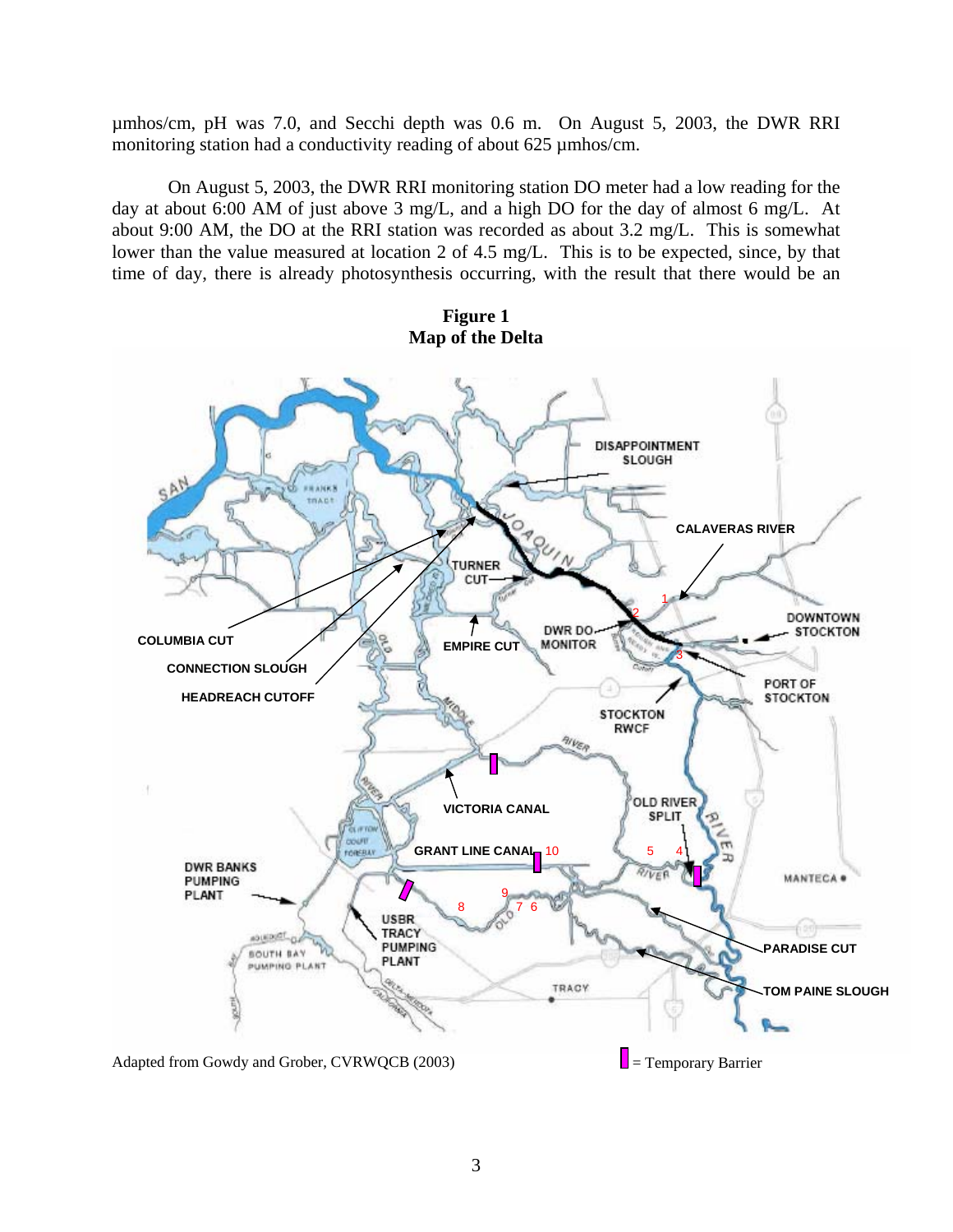µmhos/cm, pH was 7.0, and Secchi depth was 0.6 m. On August 5, 2003, the DWR RRI monitoring station had a conductivity reading of about 625 µmhos/cm.

On August 5, 2003, the DWR RRI monitoring station DO meter had a low reading for the day at about 6:00 AM of just above 3 mg/L, and a high DO for the day of almost 6 mg/L. At about 9:00 AM, the DO at the RRI station was recorded as about 3.2 mg/L. This is somewhat lower than the value measured at location 2 of 4.5 mg/L. This is to be expected, since, by that time of day, there is already photosynthesis occurring, with the result that there would be an

**Figure 1**
**Map of the Delta**

DISAPPOINTMENT SLOUGH
CALAVERAS RIVER
TURNER CUT
DOWNTOWN STOCKTON
DWR DO MONITOR
EMPIRE CUT
COLUMBIA CUT
PORT OF STOCKTON
CONNECTION SLOUGH
HEADREACH CUTOFF
STOCKTON RWCF
VICTORIA CANAL
OLD RIVER SPLIT
GRANT LINE CANAL
DWR BANKS PUMPING PLANT
USBR TRACY PUMPING PLANT
PARADISE CUT
TOM PAINE SLOUGH
SAN JOAQUIN
MANTECA
TRACY
SOUTH BAY PUMPING PLANT
1 2 3 4 5 6 7 8 9 10

Adapted from Gowdy and Grober, CVRWQCB (2003)

= Temporary Barrier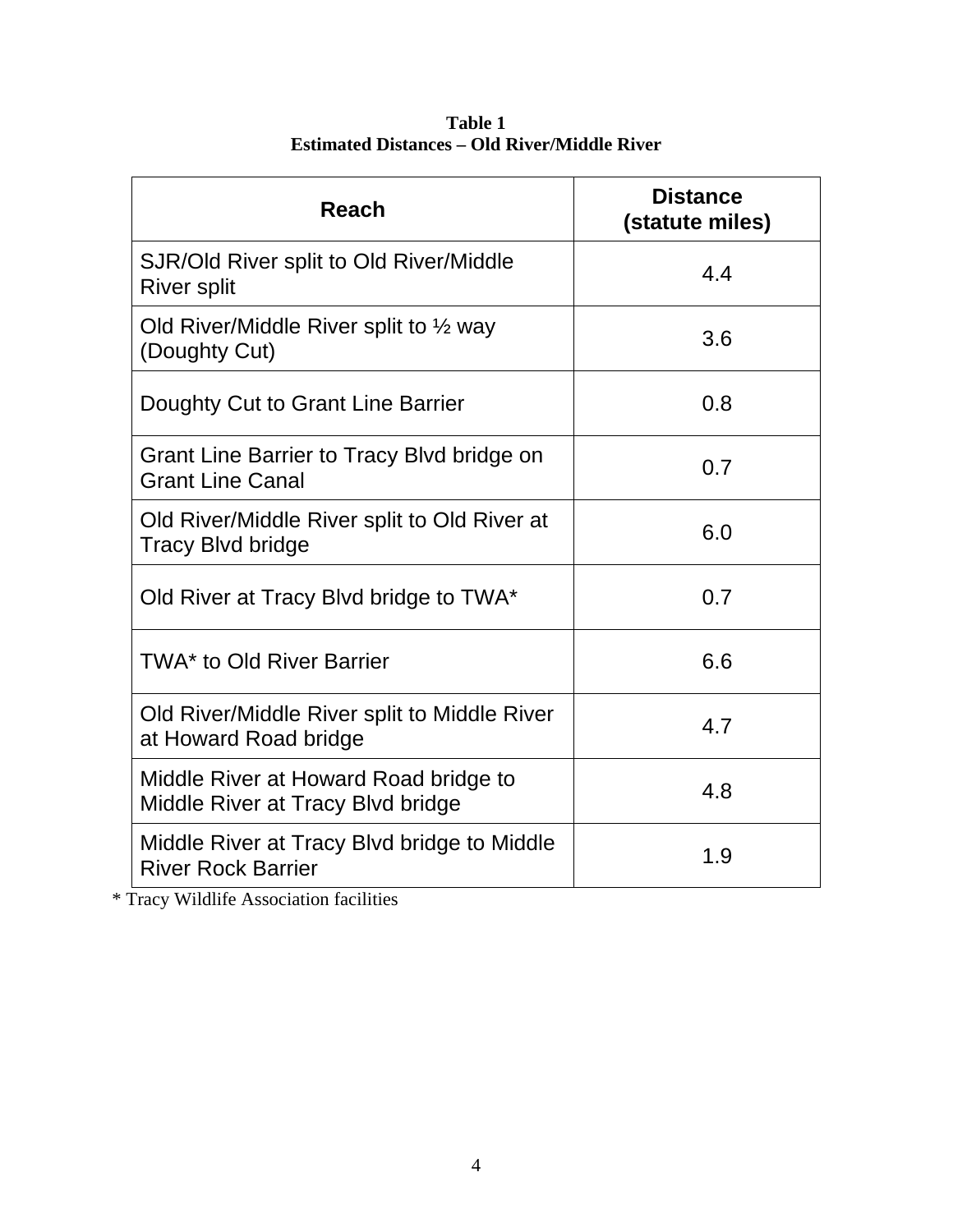**Table 1**
**Estimated Distances – Old River/Middle River**

| Reach | Distance (statute miles) |
|---|---|
| SJR/Old River split to Old River/Middle River split | 4.4 |
| Old River/Middle River split to ½ way (Doughty Cut) | 3.6 |
| Doughty Cut to Grant Line Barrier | 0.8 |
| Grant Line Barrier to Tracy Blvd bridge on Grant Line Canal | 0.7 |
| Old River/Middle River split to Old River at Tracy Blvd bridge | 6.0 |
| Old River at Tracy Blvd bridge to TWA* | 0.7 |
| TWA* to Old River Barrier | 6.6 |
| Old River/Middle River split to Middle River at Howard Road bridge | 4.7 |
| Middle River at Howard Road bridge to Middle River at Tracy Blvd bridge | 4.8 |
| Middle River at Tracy Blvd bridge to Middle River Rock Barrier | 1.9 |

* Tracy Wildlife Association facilities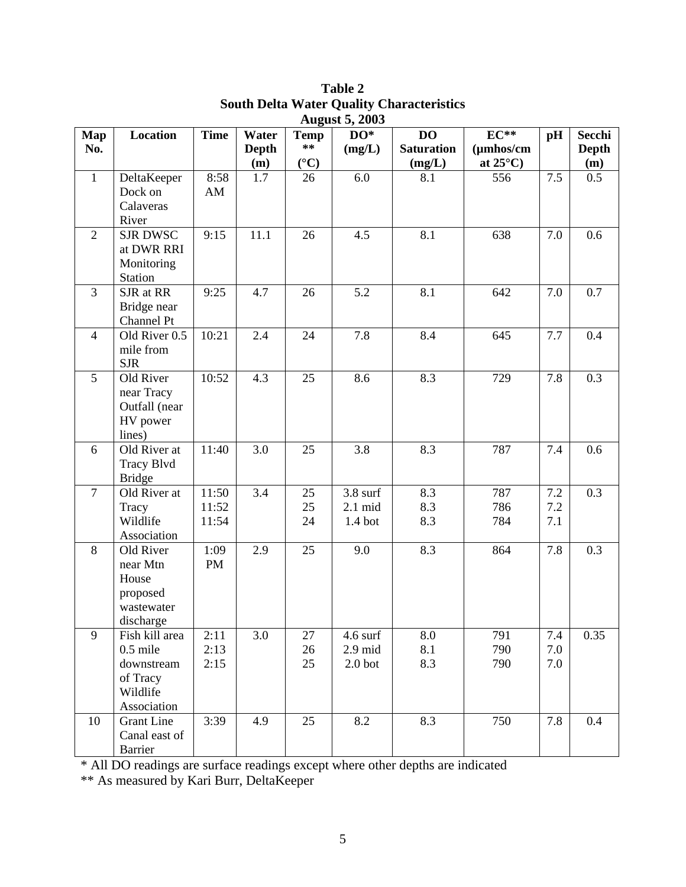**Table 2**
**South Delta Water Quality Characteristics**
**August 5, 2003**

| Map No. | Location | Time | Water Depth (m) | Temp ** (°C) | DO* (mg/L) | DO Saturation (mg/L) | EC** (µmhos/cm at 25°C) | pH | Secchi Depth (m) |
|---|---|---|---|---|---|---|---|---|---|
| 1 | DeltaKeeper Dock on Calaveras River | 8:58 AM | 1.7 | 26 | 6.0 | 8.1 | 556 | 7.5 | 0.5 |
| 2 | SJR DWSC at DWR RRI Monitoring Station | 9:15 | 11.1 | 26 | 4.5 | 8.1 | 638 | 7.0 | 0.6 |
| 3 | SJR at RR Bridge near Channel Pt | 9:25 | 4.7 | 26 | 5.2 | 8.1 | 642 | 7.0 | 0.7 |
| 4 | Old River 0.5 mile from SJR | 10:21 | 2.4 | 24 | 7.8 | 8.4 | 645 | 7.7 | 0.4 |
| 5 | Old River near Tracy Outfall (near HV power lines) | 10:52 | 4.3 | 25 | 8.6 | 8.3 | 729 | 7.8 | 0.3 |
| 6 | Old River at Tracy Blvd Bridge | 11:40 | 3.0 | 25 | 3.8 | 8.3 | 787 | 7.4 | 0.6 |
| 7 | Old River at Tracy Wildlife Association | 11:50<br>11:52<br>11:54 | 3.4 | 25<br>25<br>24 | 3.8 surf<br>2.1 mid<br>1.4 bot | 8.3<br>8.3<br>8.3 | 787<br>786<br>784 | 7.2<br>7.2<br>7.1 | 0.3 |
| 8 | Old River near Mtn House proposed wastewater discharge | 1:09 PM | 2.9 | 25 | 9.0 | 8.3 | 864 | 7.8 | 0.3 |
| 9 | Fish kill area 0.5 mile downstream of Tracy Wildlife Association | 2:11<br>2:13<br>2:15 | 3.0 | 27<br>26<br>25 | 4.6 surf<br>2.9 mid<br>2.0 bot | 8.0<br>8.1<br>8.3 | 791<br>790<br>790 | 7.4<br>7.0<br>7.0 | 0.35 |
| 10 | Grant Line Canal east of Barrier | 3:39 | 4.9 | 25 | 8.2 | 8.3 | 750 | 7.8 | 0.4 |

\* All DO readings are surface readings except where other depths are indicated

\*\* As measured by Kari Burr, DeltaKeeper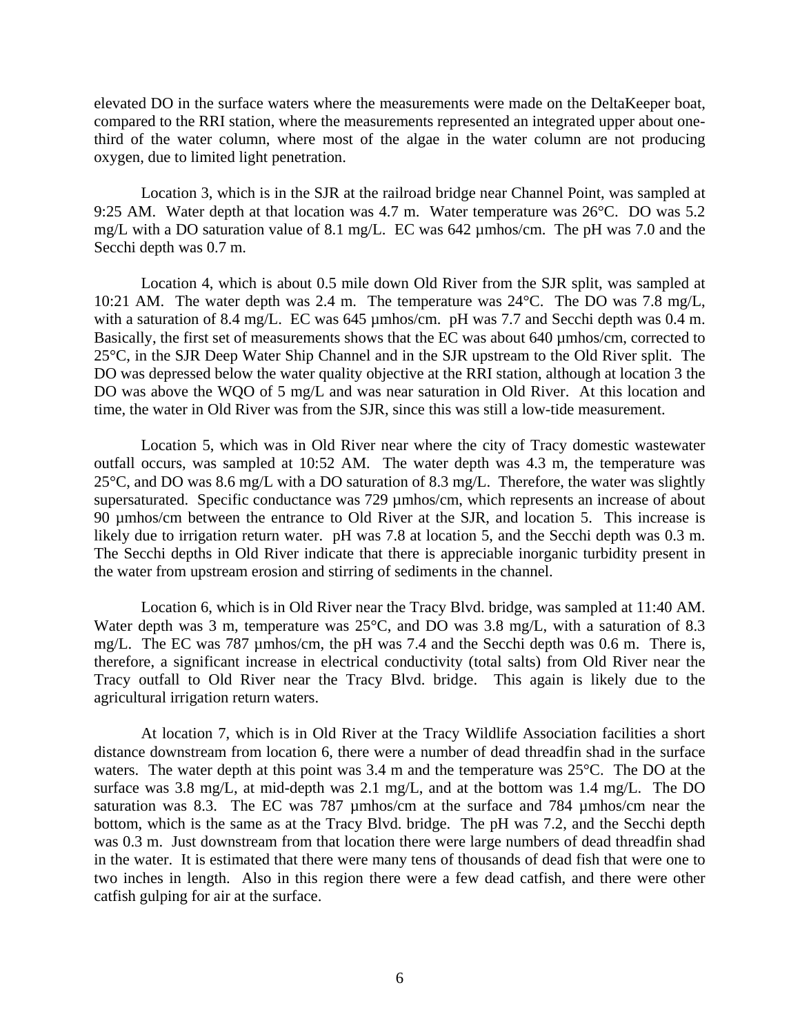elevated DO in the surface waters where the measurements were made on the DeltaKeeper boat, compared to the RRI station, where the measurements represented an integrated upper about one-third of the water column, where most of the algae in the water column are not producing oxygen, due to limited light penetration.

Location 3, which is in the SJR at the railroad bridge near Channel Point, was sampled at 9:25 AM. Water depth at that location was 4.7 m. Water temperature was 26°C. DO was 5.2 mg/L with a DO saturation value of 8.1 mg/L. EC was 642 µmhos/cm. The pH was 7.0 and the Secchi depth was 0.7 m.

Location 4, which is about 0.5 mile down Old River from the SJR split, was sampled at 10:21 AM. The water depth was 2.4 m. The temperature was 24°C. The DO was 7.8 mg/L, with a saturation of 8.4 mg/L. EC was 645 µmhos/cm. pH was 7.7 and Secchi depth was 0.4 m. Basically, the first set of measurements shows that the EC was about 640 µmhos/cm, corrected to 25°C, in the SJR Deep Water Ship Channel and in the SJR upstream to the Old River split. The DO was depressed below the water quality objective at the RRI station, although at location 3 the DO was above the WQO of 5 mg/L and was near saturation in Old River. At this location and time, the water in Old River was from the SJR, since this was still a low-tide measurement.

Location 5, which was in Old River near where the city of Tracy domestic wastewater outfall occurs, was sampled at 10:52 AM. The water depth was 4.3 m, the temperature was 25°C, and DO was 8.6 mg/L with a DO saturation of 8.3 mg/L. Therefore, the water was slightly supersaturated. Specific conductance was 729 µmhos/cm, which represents an increase of about 90 µmhos/cm between the entrance to Old River at the SJR, and location 5. This increase is likely due to irrigation return water. pH was 7.8 at location 5, and the Secchi depth was 0.3 m. The Secchi depths in Old River indicate that there is appreciable inorganic turbidity present in the water from upstream erosion and stirring of sediments in the channel.

Location 6, which is in Old River near the Tracy Blvd. bridge, was sampled at 11:40 AM. Water depth was 3 m, temperature was 25°C, and DO was 3.8 mg/L, with a saturation of 8.3 mg/L. The EC was 787 µmhos/cm, the pH was 7.4 and the Secchi depth was 0.6 m. There is, therefore, a significant increase in electrical conductivity (total salts) from Old River near the Tracy outfall to Old River near the Tracy Blvd. bridge. This again is likely due to the agricultural irrigation return waters.

At location 7, which is in Old River at the Tracy Wildlife Association facilities a short distance downstream from location 6, there were a number of dead threadfin shad in the surface waters. The water depth at this point was 3.4 m and the temperature was 25°C. The DO at the surface was 3.8 mg/L, at mid-depth was 2.1 mg/L, and at the bottom was 1.4 mg/L. The DO saturation was 8.3. The EC was 787 µmhos/cm at the surface and 784 µmhos/cm near the bottom, which is the same as at the Tracy Blvd. bridge. The pH was 7.2, and the Secchi depth was 0.3 m. Just downstream from that location there were large numbers of dead threadfin shad in the water. It is estimated that there were many tens of thousands of dead fish that were one to two inches in length. Also in this region there were a few dead catfish, and there were other catfish gulping for air at the surface.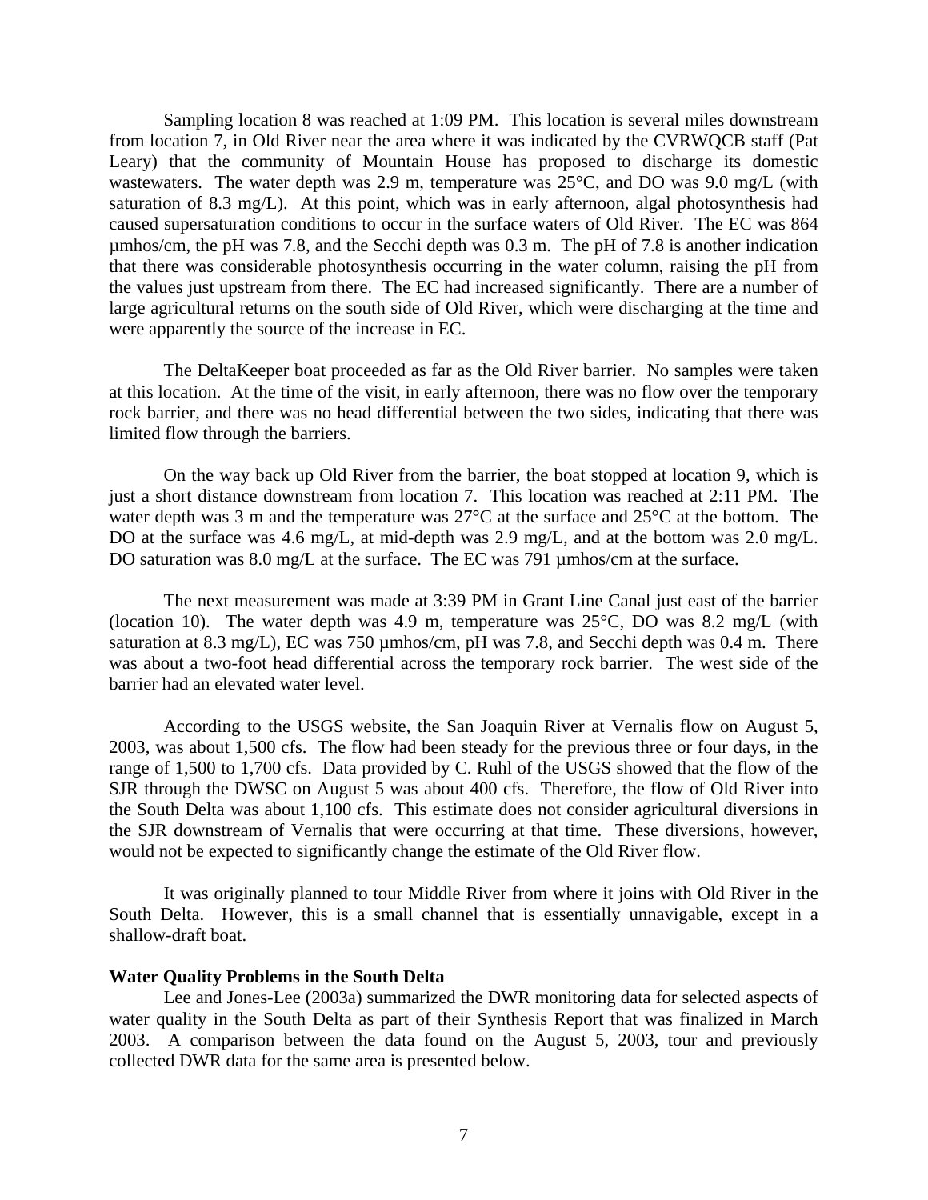Sampling location 8 was reached at 1:09 PM. This location is several miles downstream from location 7, in Old River near the area where it was indicated by the CVRWQCB staff (Pat Leary) that the community of Mountain House has proposed to discharge its domestic wastewaters. The water depth was 2.9 m, temperature was 25°C, and DO was 9.0 mg/L (with saturation of 8.3 mg/L). At this point, which was in early afternoon, algal photosynthesis had caused supersaturation conditions to occur in the surface waters of Old River. The EC was 864 µmhos/cm, the pH was 7.8, and the Secchi depth was 0.3 m. The pH of 7.8 is another indication that there was considerable photosynthesis occurring in the water column, raising the pH from the values just upstream from there. The EC had increased significantly. There are a number of large agricultural returns on the south side of Old River, which were discharging at the time and were apparently the source of the increase in EC.

The DeltaKeeper boat proceeded as far as the Old River barrier. No samples were taken at this location. At the time of the visit, in early afternoon, there was no flow over the temporary rock barrier, and there was no head differential between the two sides, indicating that there was limited flow through the barriers.

On the way back up Old River from the barrier, the boat stopped at location 9, which is just a short distance downstream from location 7. This location was reached at 2:11 PM. The water depth was 3 m and the temperature was 27°C at the surface and 25°C at the bottom. The DO at the surface was 4.6 mg/L, at mid-depth was 2.9 mg/L, and at the bottom was 2.0 mg/L. DO saturation was 8.0 mg/L at the surface. The EC was 791 µmhos/cm at the surface.

The next measurement was made at 3:39 PM in Grant Line Canal just east of the barrier (location 10). The water depth was 4.9 m, temperature was 25°C, DO was 8.2 mg/L (with saturation at 8.3 mg/L), EC was 750 µmhos/cm, pH was 7.8, and Secchi depth was 0.4 m. There was about a two-foot head differential across the temporary rock barrier. The west side of the barrier had an elevated water level.

According to the USGS website, the San Joaquin River at Vernalis flow on August 5, 2003, was about 1,500 cfs. The flow had been steady for the previous three or four days, in the range of 1,500 to 1,700 cfs. Data provided by C. Ruhl of the USGS showed that the flow of the SJR through the DWSC on August 5 was about 400 cfs. Therefore, the flow of Old River into the South Delta was about 1,100 cfs. This estimate does not consider agricultural diversions in the SJR downstream of Vernalis that were occurring at that time. These diversions, however, would not be expected to significantly change the estimate of the Old River flow.

It was originally planned to tour Middle River from where it joins with Old River in the South Delta. However, this is a small channel that is essentially unnavigable, except in a shallow-draft boat.

**Water Quality Problems in the South Delta**

Lee and Jones-Lee (2003a) summarized the DWR monitoring data for selected aspects of water quality in the South Delta as part of their Synthesis Report that was finalized in March 2003. A comparison between the data found on the August 5, 2003, tour and previously collected DWR data for the same area is presented below.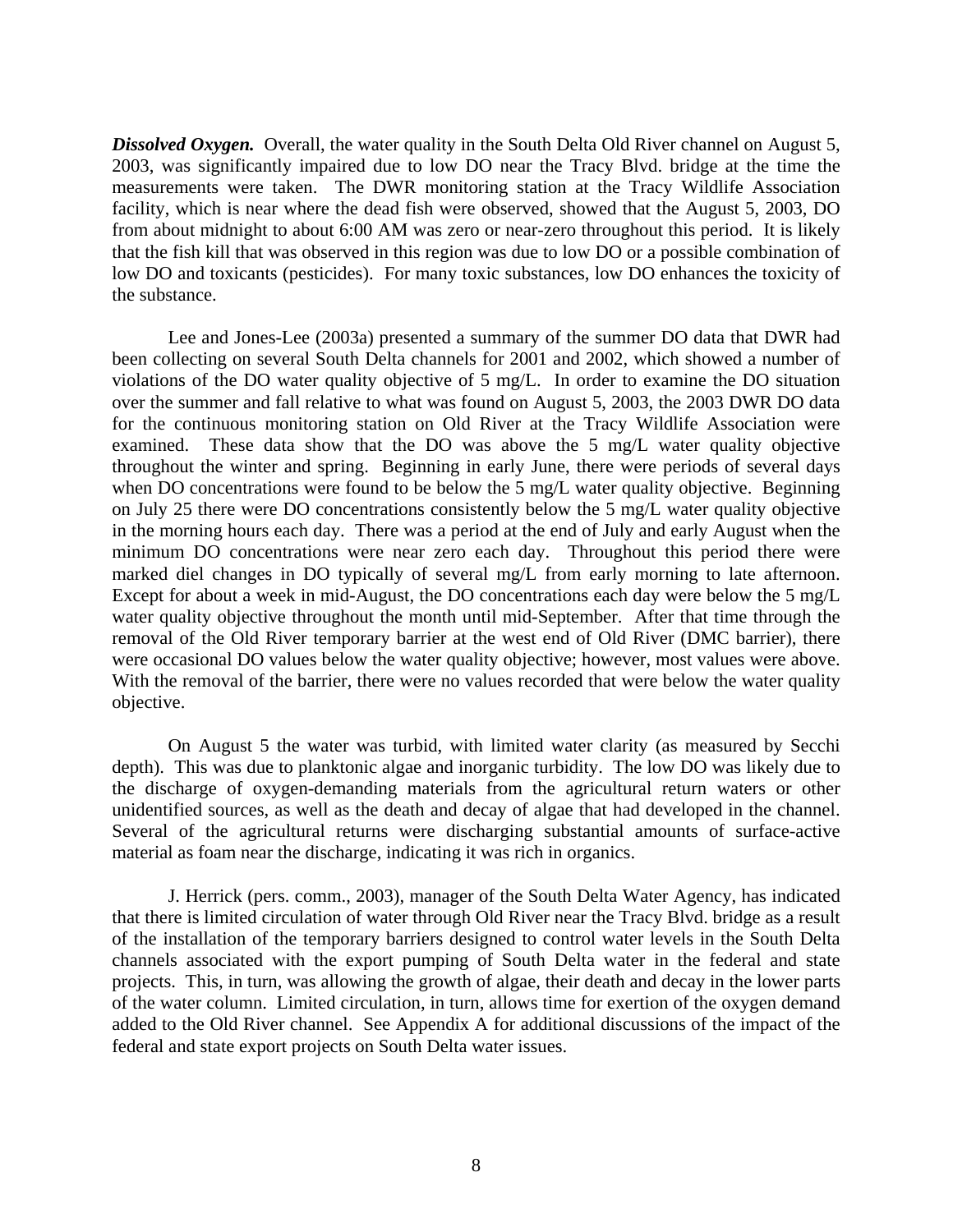***Dissolved Oxygen.*** Overall, the water quality in the South Delta Old River channel on August 5, 2003, was significantly impaired due to low DO near the Tracy Blvd. bridge at the time the measurements were taken. The DWR monitoring station at the Tracy Wildlife Association facility, which is near where the dead fish were observed, showed that the August 5, 2003, DO from about midnight to about 6:00 AM was zero or near-zero throughout this period. It is likely that the fish kill that was observed in this region was due to low DO or a possible combination of low DO and toxicants (pesticides). For many toxic substances, low DO enhances the toxicity of the substance.

Lee and Jones-Lee (2003a) presented a summary of the summer DO data that DWR had been collecting on several South Delta channels for 2001 and 2002, which showed a number of violations of the DO water quality objective of 5 mg/L. In order to examine the DO situation over the summer and fall relative to what was found on August 5, 2003, the 2003 DWR DO data for the continuous monitoring station on Old River at the Tracy Wildlife Association were examined. These data show that the DO was above the 5 mg/L water quality objective throughout the winter and spring. Beginning in early June, there were periods of several days when DO concentrations were found to be below the 5 mg/L water quality objective. Beginning on July 25 there were DO concentrations consistently below the 5 mg/L water quality objective in the morning hours each day. There was a period at the end of July and early August when the minimum DO concentrations were near zero each day. Throughout this period there were marked diel changes in DO typically of several mg/L from early morning to late afternoon. Except for about a week in mid-August, the DO concentrations each day were below the 5 mg/L water quality objective throughout the month until mid-September. After that time through the removal of the Old River temporary barrier at the west end of Old River (DMC barrier), there were occasional DO values below the water quality objective; however, most values were above. With the removal of the barrier, there were no values recorded that were below the water quality objective.

On August 5 the water was turbid, with limited water clarity (as measured by Secchi depth). This was due to planktonic algae and inorganic turbidity. The low DO was likely due to the discharge of oxygen-demanding materials from the agricultural return waters or other unidentified sources, as well as the death and decay of algae that had developed in the channel. Several of the agricultural returns were discharging substantial amounts of surface-active material as foam near the discharge, indicating it was rich in organics.

J. Herrick (pers. comm., 2003), manager of the South Delta Water Agency, has indicated that there is limited circulation of water through Old River near the Tracy Blvd. bridge as a result of the installation of the temporary barriers designed to control water levels in the South Delta channels associated with the export pumping of South Delta water in the federal and state projects. This, in turn, was allowing the growth of algae, their death and decay in the lower parts of the water column. Limited circulation, in turn, allows time for exertion of the oxygen demand added to the Old River channel. See Appendix A for additional discussions of the impact of the federal and state export projects on South Delta water issues.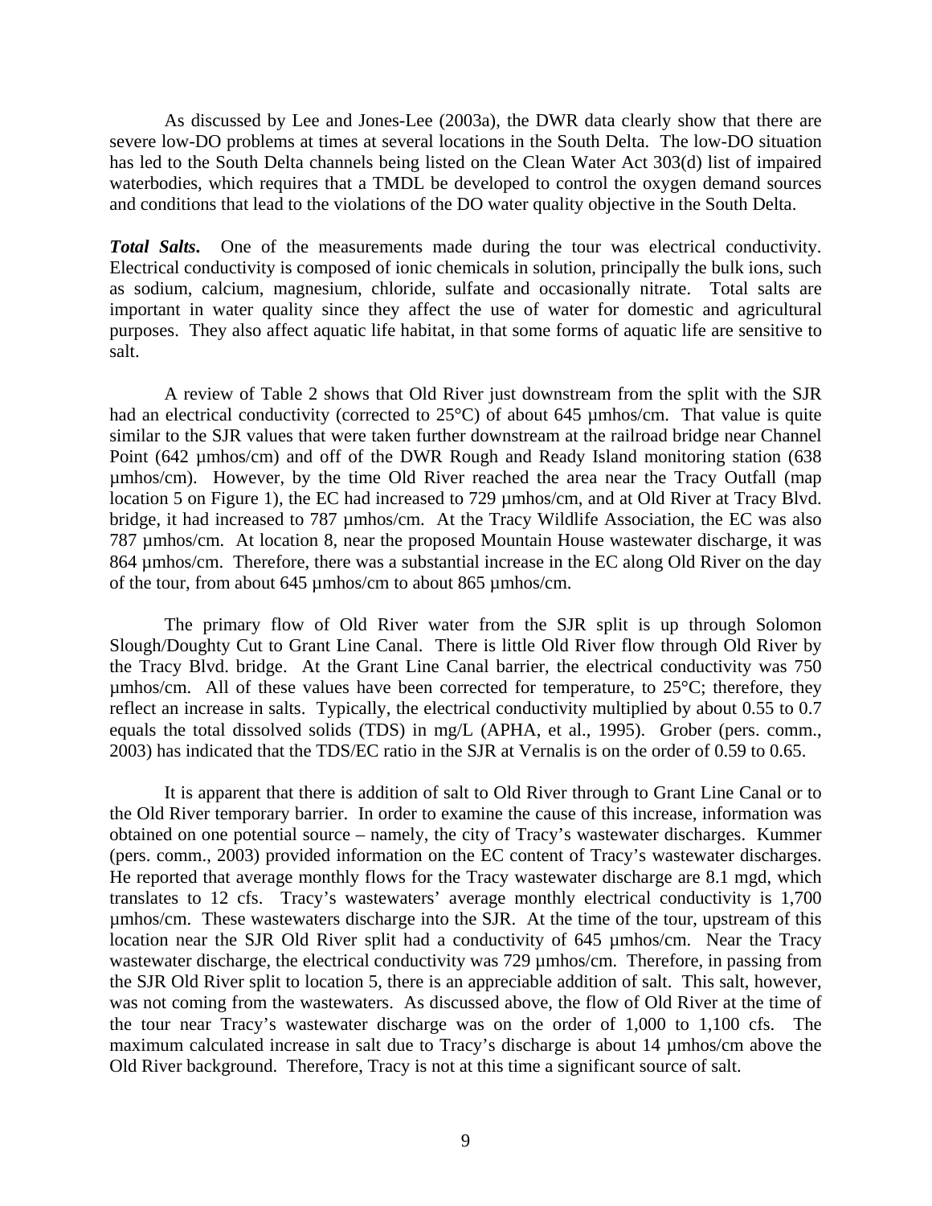As discussed by Lee and Jones-Lee (2003a), the DWR data clearly show that there are severe low-DO problems at times at several locations in the South Delta. The low-DO situation has led to the South Delta channels being listed on the Clean Water Act 303(d) list of impaired waterbodies, which requires that a TMDL be developed to control the oxygen demand sources and conditions that lead to the violations of the DO water quality objective in the South Delta.

***Total Salts***. One of the measurements made during the tour was electrical conductivity. Electrical conductivity is composed of ionic chemicals in solution, principally the bulk ions, such as sodium, calcium, magnesium, chloride, sulfate and occasionally nitrate. Total salts are important in water quality since they affect the use of water for domestic and agricultural purposes. They also affect aquatic life habitat, in that some forms of aquatic life are sensitive to salt.

A review of Table 2 shows that Old River just downstream from the split with the SJR had an electrical conductivity (corrected to 25°C) of about 645 µmhos/cm. That value is quite similar to the SJR values that were taken further downstream at the railroad bridge near Channel Point (642 µmhos/cm) and off of the DWR Rough and Ready Island monitoring station (638 µmhos/cm). However, by the time Old River reached the area near the Tracy Outfall (map location 5 on Figure 1), the EC had increased to 729 µmhos/cm, and at Old River at Tracy Blvd. bridge, it had increased to 787 µmhos/cm. At the Tracy Wildlife Association, the EC was also 787 µmhos/cm. At location 8, near the proposed Mountain House wastewater discharge, it was 864 µmhos/cm. Therefore, there was a substantial increase in the EC along Old River on the day of the tour, from about 645 µmhos/cm to about 865 µmhos/cm.

The primary flow of Old River water from the SJR split is up through Solomon Slough/Doughty Cut to Grant Line Canal. There is little Old River flow through Old River by the Tracy Blvd. bridge. At the Grant Line Canal barrier, the electrical conductivity was 750 µmhos/cm. All of these values have been corrected for temperature, to 25°C; therefore, they reflect an increase in salts. Typically, the electrical conductivity multiplied by about 0.55 to 0.7 equals the total dissolved solids (TDS) in mg/L (APHA, et al., 1995). Grober (pers. comm., 2003) has indicated that the TDS/EC ratio in the SJR at Vernalis is on the order of 0.59 to 0.65.

It is apparent that there is addition of salt to Old River through to Grant Line Canal or to the Old River temporary barrier. In order to examine the cause of this increase, information was obtained on one potential source – namely, the city of Tracy's wastewater discharges. Kummer (pers. comm., 2003) provided information on the EC content of Tracy's wastewater discharges. He reported that average monthly flows for the Tracy wastewater discharge are 8.1 mgd, which translates to 12 cfs. Tracy's wastewaters' average monthly electrical conductivity is 1,700 µmhos/cm. These wastewaters discharge into the SJR. At the time of the tour, upstream of this location near the SJR Old River split had a conductivity of 645 µmhos/cm. Near the Tracy wastewater discharge, the electrical conductivity was 729 µmhos/cm. Therefore, in passing from the SJR Old River split to location 5, there is an appreciable addition of salt. This salt, however, was not coming from the wastewaters. As discussed above, the flow of Old River at the time of the tour near Tracy's wastewater discharge was on the order of 1,000 to 1,100 cfs. The maximum calculated increase in salt due to Tracy's discharge is about 14 µmhos/cm above the Old River background. Therefore, Tracy is not at this time a significant source of salt.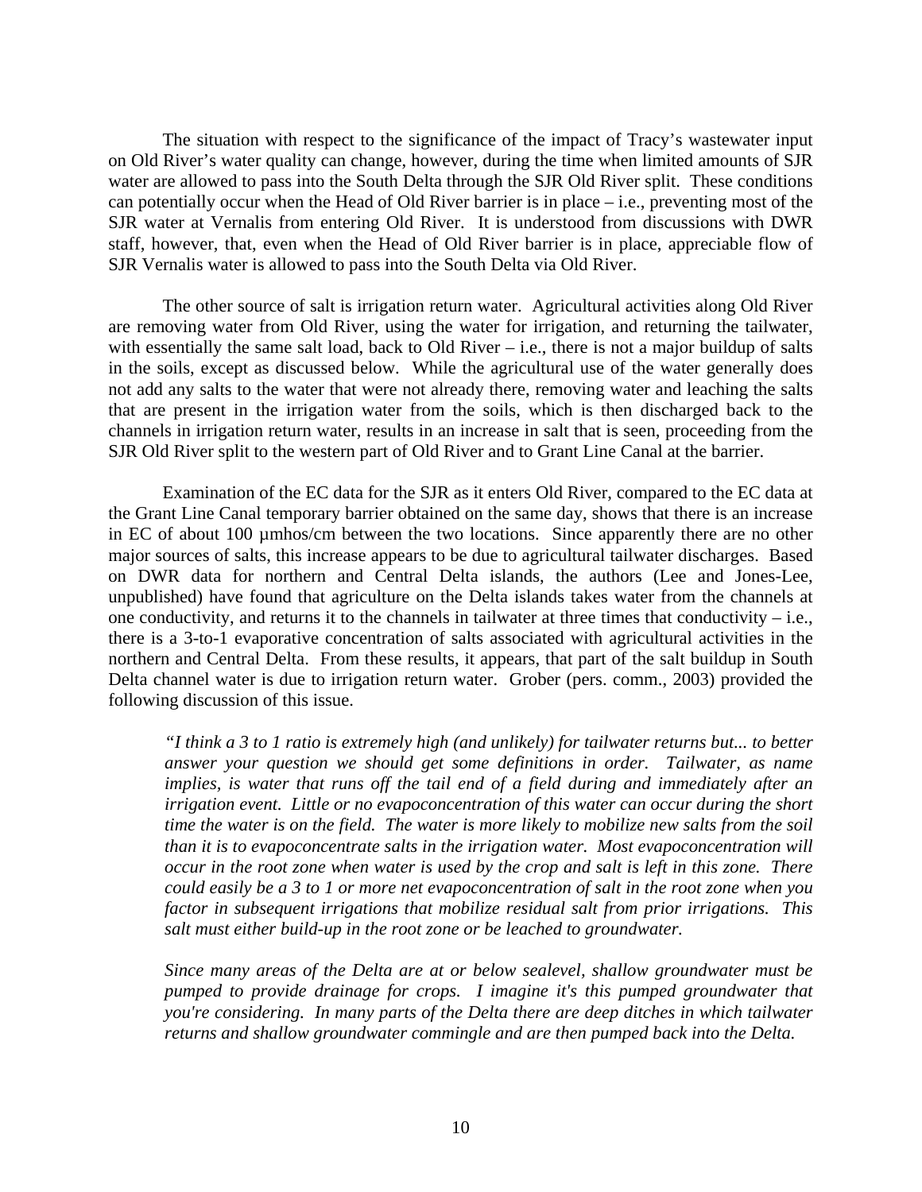The situation with respect to the significance of the impact of Tracy's wastewater input on Old River's water quality can change, however, during the time when limited amounts of SJR water are allowed to pass into the South Delta through the SJR Old River split. These conditions can potentially occur when the Head of Old River barrier is in place – i.e., preventing most of the SJR water at Vernalis from entering Old River. It is understood from discussions with DWR staff, however, that, even when the Head of Old River barrier is in place, appreciable flow of SJR Vernalis water is allowed to pass into the South Delta via Old River.

The other source of salt is irrigation return water. Agricultural activities along Old River are removing water from Old River, using the water for irrigation, and returning the tailwater, with essentially the same salt load, back to Old River – i.e., there is not a major buildup of salts in the soils, except as discussed below. While the agricultural use of the water generally does not add any salts to the water that were not already there, removing water and leaching the salts that are present in the irrigation water from the soils, which is then discharged back to the channels in irrigation return water, results in an increase in salt that is seen, proceeding from the SJR Old River split to the western part of Old River and to Grant Line Canal at the barrier.

Examination of the EC data for the SJR as it enters Old River, compared to the EC data at the Grant Line Canal temporary barrier obtained on the same day, shows that there is an increase in EC of about 100 µmhos/cm between the two locations. Since apparently there are no other major sources of salts, this increase appears to be due to agricultural tailwater discharges. Based on DWR data for northern and Central Delta islands, the authors (Lee and Jones-Lee, unpublished) have found that agriculture on the Delta islands takes water from the channels at one conductivity, and returns it to the channels in tailwater at three times that conductivity – i.e., there is a 3-to-1 evaporative concentration of salts associated with agricultural activities in the northern and Central Delta. From these results, it appears, that part of the salt buildup in South Delta channel water is due to irrigation return water. Grober (pers. comm., 2003) provided the following discussion of this issue.

> *"I think a 3 to 1 ratio is extremely high (and unlikely) for tailwater returns but... to better answer your question we should get some definitions in order. Tailwater, as name implies, is water that runs off the tail end of a field during and immediately after an irrigation event. Little or no evapoconcentration of this water can occur during the short time the water is on the field. The water is more likely to mobilize new salts from the soil than it is to evapoconcentrate salts in the irrigation water. Most evapoconcentration will occur in the root zone when water is used by the crop and salt is left in this zone. There could easily be a 3 to 1 or more net evapoconcentration of salt in the root zone when you factor in subsequent irrigations that mobilize residual salt from prior irrigations. This salt must either build-up in the root zone or be leached to groundwater.*
>
> *Since many areas of the Delta are at or below sealevel, shallow groundwater must be pumped to provide drainage for crops. I imagine it's this pumped groundwater that you're considering. In many parts of the Delta there are deep ditches in which tailwater returns and shallow groundwater commingle and are then pumped back into the Delta.*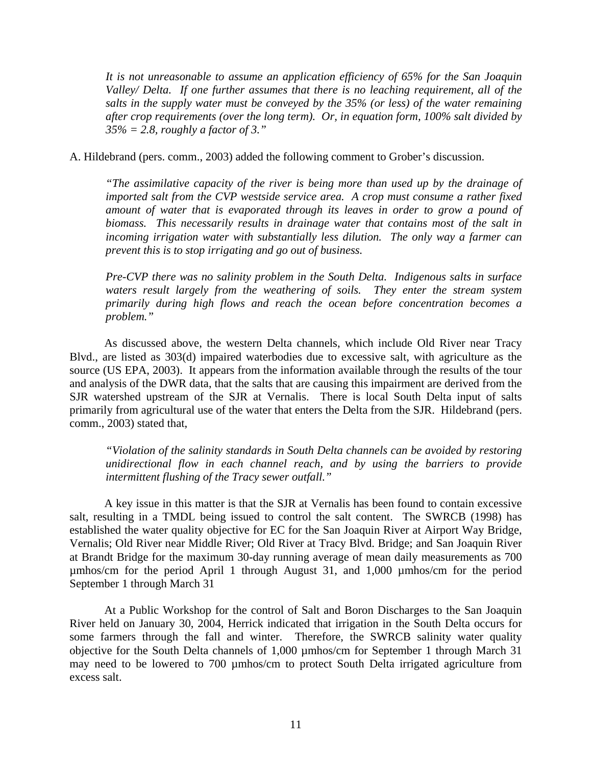*It is not unreasonable to assume an application efficiency of 65% for the San Joaquin Valley/ Delta. If one further assumes that there is no leaching requirement, all of the salts in the supply water must be conveyed by the 35% (or less) of the water remaining after crop requirements (over the long term). Or, in equation form, 100% salt divided by 35% = 2.8, roughly a factor of 3."*

A. Hildebrand (pers. comm., 2003) added the following comment to Grober's discussion.

*"The assimilative capacity of the river is being more than used up by the drainage of imported salt from the CVP westside service area. A crop must consume a rather fixed amount of water that is evaporated through its leaves in order to grow a pound of biomass. This necessarily results in drainage water that contains most of the salt in incoming irrigation water with substantially less dilution. The only way a farmer can prevent this is to stop irrigating and go out of business.*

*Pre-CVP there was no salinity problem in the South Delta. Indigenous salts in surface waters result largely from the weathering of soils. They enter the stream system primarily during high flows and reach the ocean before concentration becomes a problem."*

As discussed above, the western Delta channels, which include Old River near Tracy Blvd., are listed as 303(d) impaired waterbodies due to excessive salt, with agriculture as the source (US EPA, 2003). It appears from the information available through the results of the tour and analysis of the DWR data, that the salts that are causing this impairment are derived from the SJR watershed upstream of the SJR at Vernalis. There is local South Delta input of salts primarily from agricultural use of the water that enters the Delta from the SJR. Hildebrand (pers. comm., 2003) stated that,

*"Violation of the salinity standards in South Delta channels can be avoided by restoring unidirectional flow in each channel reach, and by using the barriers to provide intermittent flushing of the Tracy sewer outfall."*

A key issue in this matter is that the SJR at Vernalis has been found to contain excessive salt, resulting in a TMDL being issued to control the salt content. The SWRCB (1998) has established the water quality objective for EC for the San Joaquin River at Airport Way Bridge, Vernalis; Old River near Middle River; Old River at Tracy Blvd. Bridge; and San Joaquin River at Brandt Bridge for the maximum 30-day running average of mean daily measurements as 700 µmhos/cm for the period April 1 through August 31, and 1,000 µmhos/cm for the period September 1 through March 31

At a Public Workshop for the control of Salt and Boron Discharges to the San Joaquin River held on January 30, 2004, Herrick indicated that irrigation in the South Delta occurs for some farmers through the fall and winter. Therefore, the SWRCB salinity water quality objective for the South Delta channels of 1,000 µmhos/cm for September 1 through March 31 may need to be lowered to 700 µmhos/cm to protect South Delta irrigated agriculture from excess salt.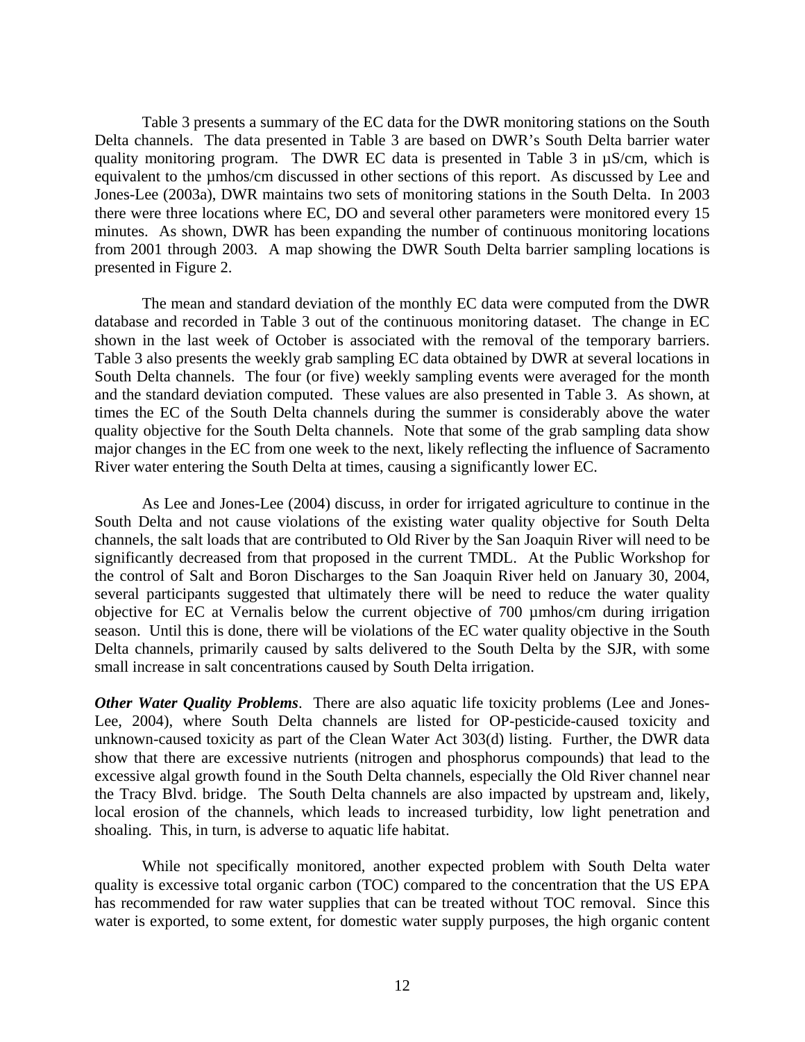Table 3 presents a summary of the EC data for the DWR monitoring stations on the South Delta channels. The data presented in Table 3 are based on DWR's South Delta barrier water quality monitoring program. The DWR EC data is presented in Table 3 in µS/cm, which is equivalent to the µmhos/cm discussed in other sections of this report. As discussed by Lee and Jones-Lee (2003a), DWR maintains two sets of monitoring stations in the South Delta. In 2003 there were three locations where EC, DO and several other parameters were monitored every 15 minutes. As shown, DWR has been expanding the number of continuous monitoring locations from 2001 through 2003. A map showing the DWR South Delta barrier sampling locations is presented in Figure 2.

The mean and standard deviation of the monthly EC data were computed from the DWR database and recorded in Table 3 out of the continuous monitoring dataset. The change in EC shown in the last week of October is associated with the removal of the temporary barriers. Table 3 also presents the weekly grab sampling EC data obtained by DWR at several locations in South Delta channels. The four (or five) weekly sampling events were averaged for the month and the standard deviation computed. These values are also presented in Table 3. As shown, at times the EC of the South Delta channels during the summer is considerably above the water quality objective for the South Delta channels. Note that some of the grab sampling data show major changes in the EC from one week to the next, likely reflecting the influence of Sacramento River water entering the South Delta at times, causing a significantly lower EC.

As Lee and Jones-Lee (2004) discuss, in order for irrigated agriculture to continue in the South Delta and not cause violations of the existing water quality objective for South Delta channels, the salt loads that are contributed to Old River by the San Joaquin River will need to be significantly decreased from that proposed in the current TMDL. At the Public Workshop for the control of Salt and Boron Discharges to the San Joaquin River held on January 30, 2004, several participants suggested that ultimately there will be need to reduce the water quality objective for EC at Vernalis below the current objective of 700 µmhos/cm during irrigation season. Until this is done, there will be violations of the EC water quality objective in the South Delta channels, primarily caused by salts delivered to the South Delta by the SJR, with some small increase in salt concentrations caused by South Delta irrigation.

***Other Water Quality Problems***. There are also aquatic life toxicity problems (Lee and Jones-Lee, 2004), where South Delta channels are listed for OP-pesticide-caused toxicity and unknown-caused toxicity as part of the Clean Water Act 303(d) listing. Further, the DWR data show that there are excessive nutrients (nitrogen and phosphorus compounds) that lead to the excessive algal growth found in the South Delta channels, especially the Old River channel near the Tracy Blvd. bridge. The South Delta channels are also impacted by upstream and, likely, local erosion of the channels, which leads to increased turbidity, low light penetration and shoaling. This, in turn, is adverse to aquatic life habitat.

While not specifically monitored, another expected problem with South Delta water quality is excessive total organic carbon (TOC) compared to the concentration that the US EPA has recommended for raw water supplies that can be treated without TOC removal. Since this water is exported, to some extent, for domestic water supply purposes, the high organic content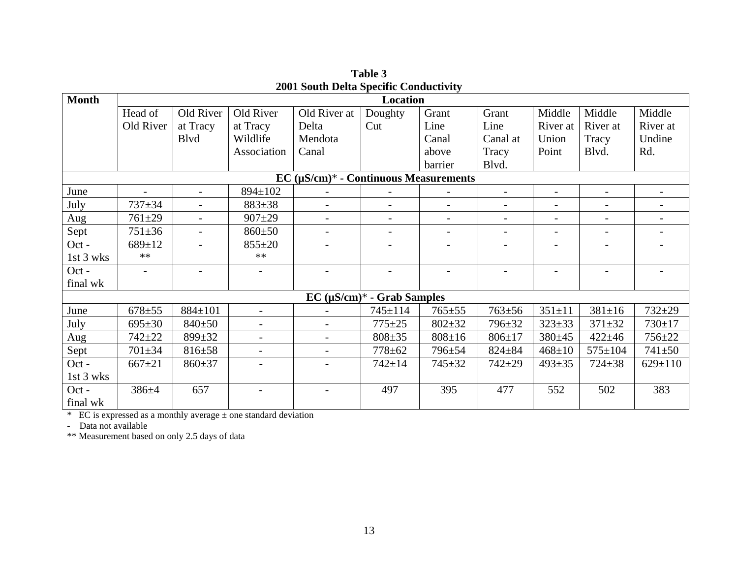**Table 3**
**2001 South Delta Specific Conductivity**

| Month | Location | | | | | | | | | |
|---|---|---|---|---|---|---|---|---|---|---|
| | Head of Old River | Old River at Tracy Blvd | Old River at Tracy Wildlife Association | Old River at Delta Mendota Canal | Doughty Cut | Grant Line Canal above barrier | Grant Line Canal at Tracy Blvd. | Middle River at Union Point | Middle River at Tracy Blvd. | Middle River at Undine Rd. |
| **EC (µS/cm)* - Continuous Measurements** | | | | | | | | | | |
| June | - | - | 894±102 | - | - | - | - | - | - | - |
| July | 737±34 | - | 883±38 | - | - | - | - | - | - | - |
| Aug | 761±29 | - | 907±29 | - | - | - | - | - | - | - |
| Sept | 751±36 | - | 860±50 | - | - | - | - | - | - | - |
| Oct - 1st 3 wks | 689±12 ** | - | 855±20 ** | - | - | - | - | - | - | - |
| Oct - final wk | - | - | - | - | - | - | - | - | - | - |
| **EC (µS/cm)* - Grab Samples** | | | | | | | | | | |
| June | 678±55 | 884±101 | - | - | 745±114 | 765±55 | 763±56 | 351±11 | 381±16 | 732±29 |
| July | 695±30 | 840±50 | - | - | 775±25 | 802±32 | 796±32 | 323±33 | 371±32 | 730±17 |
| Aug | 742±22 | 899±32 | - | - | 808±35 | 808±16 | 806±17 | 380±45 | 422±46 | 756±22 |
| Sept | 701±34 | 816±58 | - | - | 778±62 | 796±54 | 824±84 | 468±10 | 575±104 | 741±50 |
| Oct - 1st 3 wks | 667±21 | 860±37 | - | - | 742±14 | 745±32 | 742±29 | 493±35 | 724±38 | 629±110 |
| Oct - final wk | 386±4 | 657 | - | - | 497 | 395 | 477 | 552 | 502 | 383 |

\* EC is expressed as a monthly average ± one standard deviation

\- Data not available

** Measurement based on only 2.5 days of data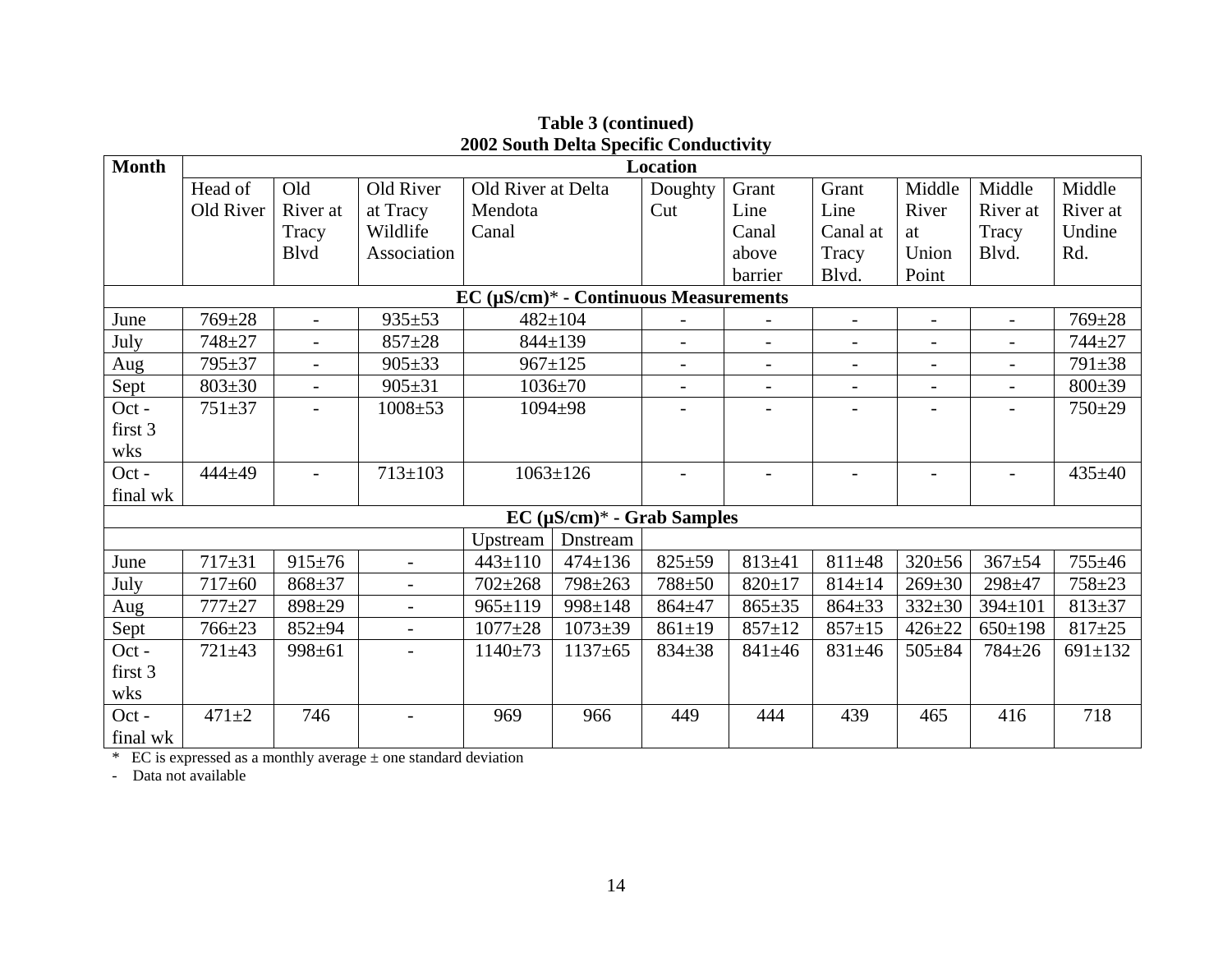**Table 3 (continued)**
**2002 South Delta Specific Conductivity**

| Month | Location | | | | | | | | | | |
|---|---|---|---|---|---|---|---|---|---|---|---|
| | Head of Old River | Old River at Tracy Blvd | Old River at Tracy Wildlife Association | Old River at Delta Mendota Canal | | Doughty Cut | Grant Line Canal above barrier | Grant Line Canal at Tracy Blvd. | Middle River at Union Point | Middle River at Tracy Blvd. | Middle River at Undine Rd. |
| **EC (µS/cm)* - Continuous Measurements** | | | | | | | | | | | |
| June | 769±28 | - | 935±53 | 482±104 | | - | - | - | - | - | 769±28 |
| July | 748±27 | - | 857±28 | 844±139 | | - | - | - | - | - | 744±27 |
| Aug | 795±37 | - | 905±33 | 967±125 | | - | - | - | - | - | 791±38 |
| Sept | 803±30 | - | 905±31 | 1036±70 | | - | - | - | - | - | 800±39 |
| Oct - first 3 wks | 751±37 | - | 1008±53 | 1094±98 | | - | - | - | - | - | 750±29 |
| Oct - final wk | 444±49 | - | 713±103 | 1063±126 | | - | - | - | - | - | 435±40 |
| **EC (µS/cm)* - Grab Samples** | | | | | | | | | | | |
| | | | | Upstream | Dnstream | | | | | | |
| June | 717±31 | 915±76 | - | 443±110 | 474±136 | 825±59 | 813±41 | 811±48 | 320±56 | 367±54 | 755±46 |
| July | 717±60 | 868±37 | - | 702±268 | 798±263 | 788±50 | 820±17 | 814±14 | 269±30 | 298±47 | 758±23 |
| Aug | 777±27 | 898±29 | - | 965±119 | 998±148 | 864±47 | 865±35 | 864±33 | 332±30 | 394±101 | 813±37 |
| Sept | 766±23 | 852±94 | - | 1077±28 | 1073±39 | 861±19 | 857±12 | 857±15 | 426±22 | 650±198 | 817±25 |
| Oct - first 3 wks | 721±43 | 998±61 | - | 1140±73 | 1137±65 | 834±38 | 841±46 | 831±46 | 505±84 | 784±26 | 691±132 |
| Oct - final wk | 471±2 | 746 | - | 969 | 966 | 449 | 444 | 439 | 465 | 416 | 718 |

\* EC is expressed as a monthly average ± one standard deviation

\- Data not available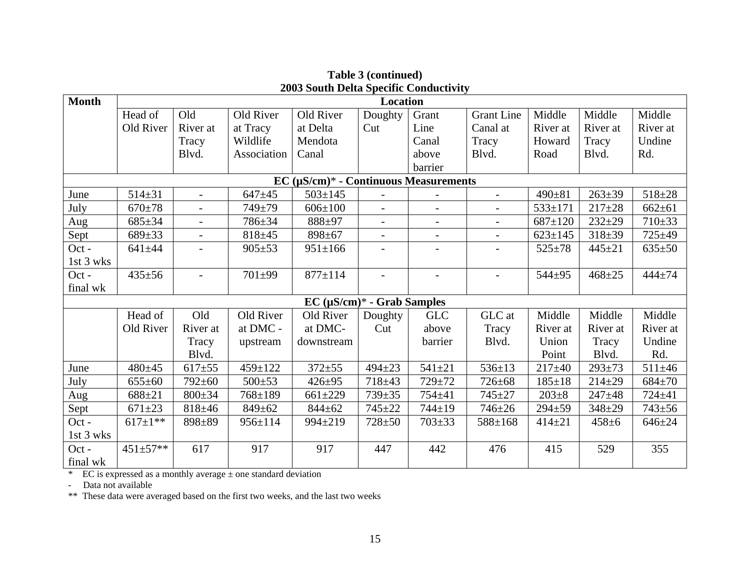**Table 3 (continued)**
**2003 South Delta Specific Conductivity**

| Month | Location | | | | | | | | | |
|---|---|---|---|---|---|---|---|---|---|---|
| | Head of Old River | Old River at Tracy Blvd. | Old River at Tracy Wildlife Association | Old River at Delta Mendota Canal | Doughty Cut | Grant Line Canal above barrier | Grant Line Canal at Tracy Blvd. | Middle River at Howard Road | Middle River at Tracy Blvd. | Middle River at Undine Rd. |
| **EC (µS/cm)* - Continuous Measurements** | | | | | | | | | | |
| June | 514±31 | - | 647±45 | 503±145 | - | - | - | 490±81 | 263±39 | 518±28 |
| July | 670±78 | - | 749±79 | 606±100 | - | - | - | 533±171 | 217±28 | 662±61 |
| Aug | 685±34 | - | 786±34 | 888±97 | - | - | - | 687±120 | 232±29 | 710±33 |
| Sept | 689±33 | - | 818±45 | 898±67 | - | - | - | 623±145 | 318±39 | 725±49 |
| Oct - 1st 3 wks | 641±44 | - | 905±53 | 951±166 | - | - | - | 525±78 | 445±21 | 635±50 |
| Oct - final wk | 435±56 | - | 701±99 | 877±114 | - | - | - | 544±95 | 468±25 | 444±74 |
| **EC (µS/cm)* - Grab Samples** | | | | | | | | | | |
| | Head of Old River | Old River at Tracy Blvd. | Old River at DMC - upstream | Old River at DMC-downstream | Doughty Cut | GLC above barrier | GLC at Tracy Blvd. | Middle River at Union Point | Middle River at Tracy Blvd. | Middle River at Undine Rd. |
| June | 480±45 | 617±55 | 459±122 | 372±55 | 494±23 | 541±21 | 536±13 | 217±40 | 293±73 | 511±46 |
| July | 655±60 | 792±60 | 500±53 | 426±95 | 718±43 | 729±72 | 726±68 | 185±18 | 214±29 | 684±70 |
| Aug | 688±21 | 800±34 | 768±189 | 661±229 | 739±35 | 754±41 | 745±27 | 203±8 | 247±48 | 724±41 |
| Sept | 671±23 | 818±46 | 849±62 | 844±62 | 745±22 | 744±19 | 746±26 | 294±59 | 348±29 | 743±56 |
| Oct - 1st 3 wks | 617±1** | 898±89 | 956±114 | 994±219 | 728±50 | 703±33 | 588±168 | 414±21 | 458±6 | 646±24 |
| Oct - final wk | 451±57** | 617 | 917 | 917 | 447 | 442 | 476 | 415 | 529 | 355 |

\* EC is expressed as a monthly average ± one standard deviation

\- Data not available

** These data were averaged based on the first two weeks, and the last two weeks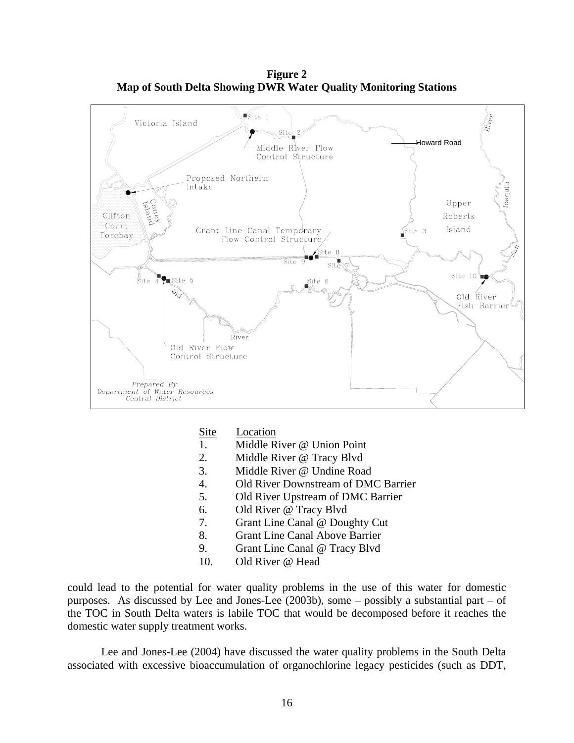**Figure 2**
**Map of South Delta Showing DWR Water Quality Monitoring Stations**

Victoria Island
Site 1
Site 2
Middle River Flow Control Structure
Howard Road
River
Proposed Northern Intake
Clifton Court Forebay
Coney Island
Upper Roberts Island
Joaquin
San
Grant Line Canal Temporary Flow Control Structure
Site 3
Site 8
Site 9
Site 7
Site 10
Site 4
Site 5
Site 6
Old River Fish Barrier
Old
River
Old River Flow Control Structure
Prepared By:
Department of Water Resources
Central District

| Site | Location |
|---|---|
| 1. | Middle River @ Union Point |
| 2. | Middle River @ Tracy Blvd |
| 3. | Middle River @ Undine Road |
| 4. | Old River Downstream of DMC Barrier |
| 5. | Old River Upstream of DMC Barrier |
| 6. | Old River @ Tracy Blvd |
| 7. | Grant Line Canal @ Doughty Cut |
| 8. | Grant Line Canal Above Barrier |
| 9. | Grant Line Canal @ Tracy Blvd |
| 10. | Old River @ Head |

could lead to the potential for water quality problems in the use of this water for domestic purposes. As discussed by Lee and Jones-Lee (2003b), some – possibly a substantial part – of the TOC in South Delta waters is labile TOC that would be decomposed before it reaches the domestic water supply treatment works.

Lee and Jones-Lee (2004) have discussed the water quality problems in the South Delta associated with excessive bioaccumulation of organochlorine legacy pesticides (such as DDT,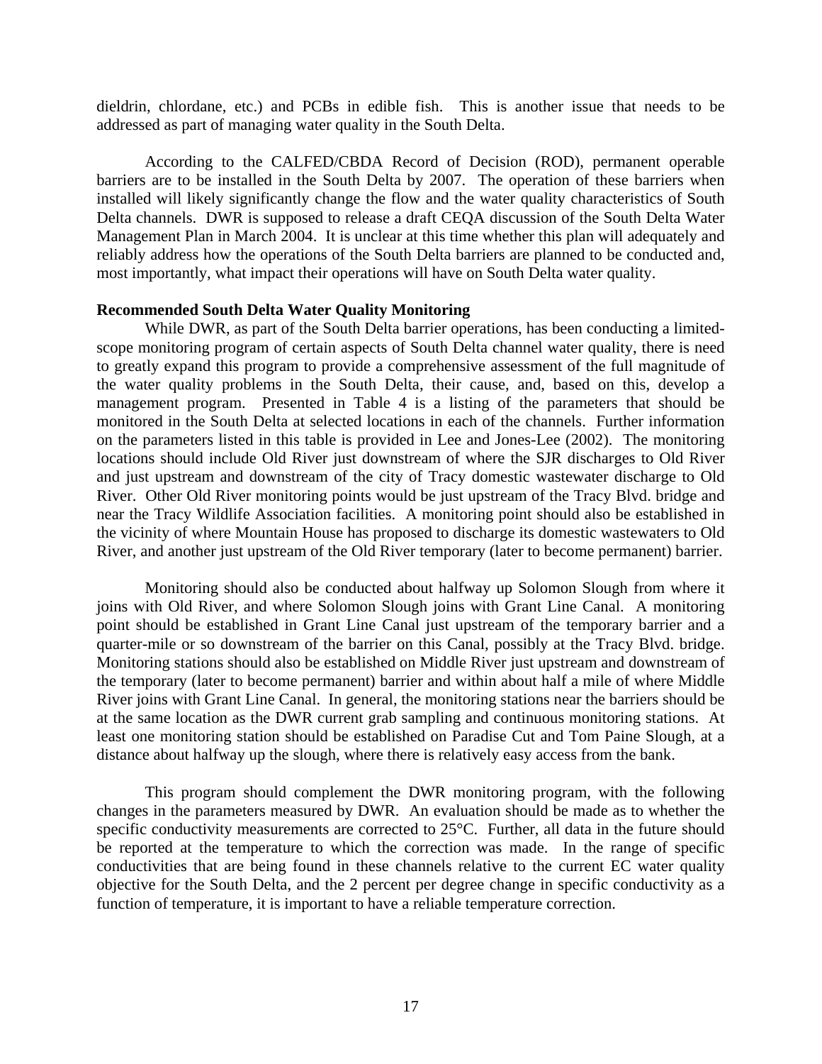dieldrin, chlordane, etc.) and PCBs in edible fish. This is another issue that needs to be addressed as part of managing water quality in the South Delta.

According to the CALFED/CBDA Record of Decision (ROD), permanent operable barriers are to be installed in the South Delta by 2007. The operation of these barriers when installed will likely significantly change the flow and the water quality characteristics of South Delta channels. DWR is supposed to release a draft CEQA discussion of the South Delta Water Management Plan in March 2004. It is unclear at this time whether this plan will adequately and reliably address how the operations of the South Delta barriers are planned to be conducted and, most importantly, what impact their operations will have on South Delta water quality.

**Recommended South Delta Water Quality Monitoring**

While DWR, as part of the South Delta barrier operations, has been conducting a limited-scope monitoring program of certain aspects of South Delta channel water quality, there is need to greatly expand this program to provide a comprehensive assessment of the full magnitude of the water quality problems in the South Delta, their cause, and, based on this, develop a management program. Presented in Table 4 is a listing of the parameters that should be monitored in the South Delta at selected locations in each of the channels. Further information on the parameters listed in this table is provided in Lee and Jones-Lee (2002). The monitoring locations should include Old River just downstream of where the SJR discharges to Old River and just upstream and downstream of the city of Tracy domestic wastewater discharge to Old River. Other Old River monitoring points would be just upstream of the Tracy Blvd. bridge and near the Tracy Wildlife Association facilities. A monitoring point should also be established in the vicinity of where Mountain House has proposed to discharge its domestic wastewaters to Old River, and another just upstream of the Old River temporary (later to become permanent) barrier.

Monitoring should also be conducted about halfway up Solomon Slough from where it joins with Old River, and where Solomon Slough joins with Grant Line Canal. A monitoring point should be established in Grant Line Canal just upstream of the temporary barrier and a quarter-mile or so downstream of the barrier on this Canal, possibly at the Tracy Blvd. bridge. Monitoring stations should also be established on Middle River just upstream and downstream of the temporary (later to become permanent) barrier and within about half a mile of where Middle River joins with Grant Line Canal. In general, the monitoring stations near the barriers should be at the same location as the DWR current grab sampling and continuous monitoring stations. At least one monitoring station should be established on Paradise Cut and Tom Paine Slough, at a distance about halfway up the slough, where there is relatively easy access from the bank.

This program should complement the DWR monitoring program, with the following changes in the parameters measured by DWR. An evaluation should be made as to whether the specific conductivity measurements are corrected to 25°C. Further, all data in the future should be reported at the temperature to which the correction was made. In the range of specific conductivities that are being found in these channels relative to the current EC water quality objective for the South Delta, and the 2 percent per degree change in specific conductivity as a function of temperature, it is important to have a reliable temperature correction.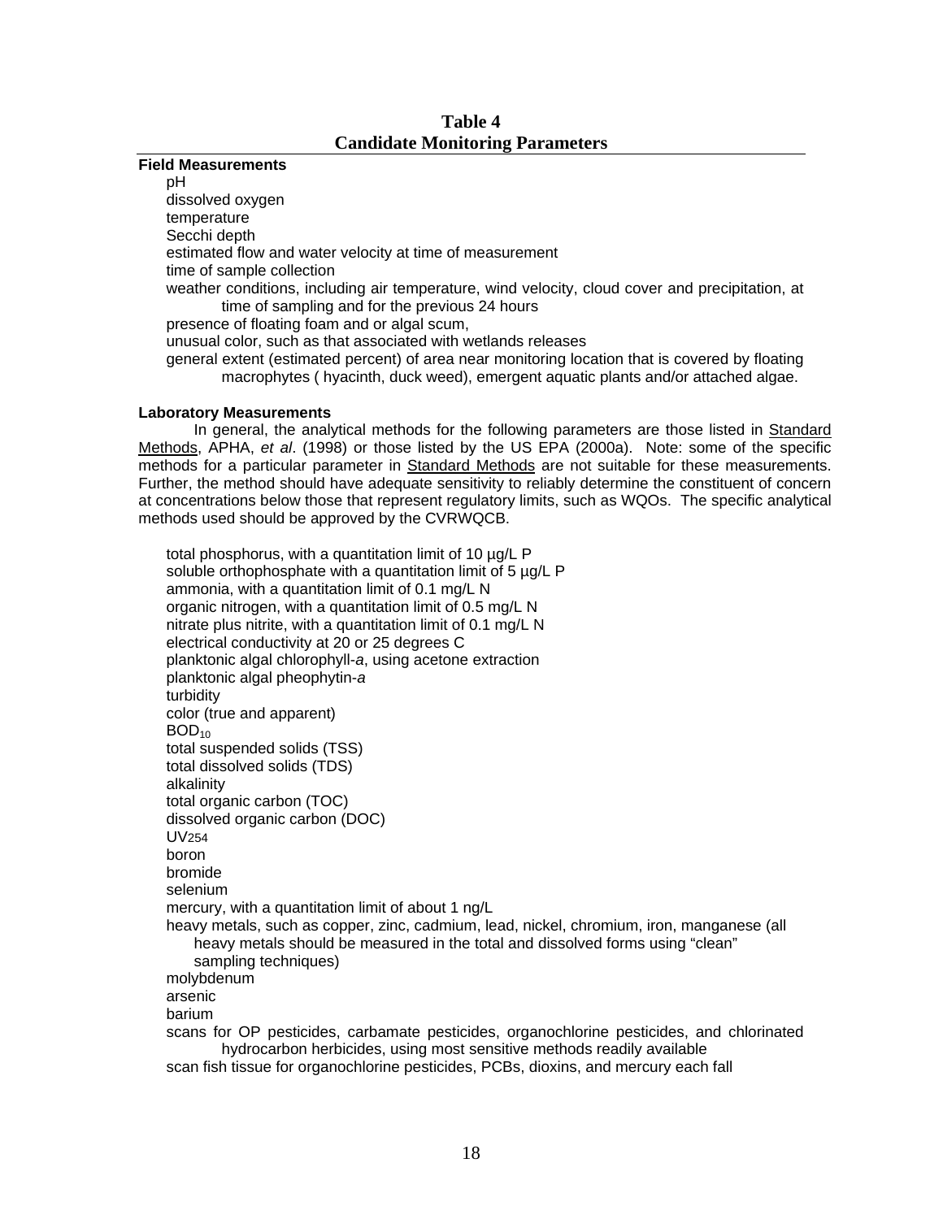**Table 4**
**Candidate Monitoring Parameters**

**Field Measurements**

- pH
- dissolved oxygen
- temperature
- Secchi depth
- estimated flow and water velocity at time of measurement
- time of sample collection
- weather conditions, including air temperature, wind velocity, cloud cover and precipitation, at time of sampling and for the previous 24 hours
- presence of floating foam and or algal scum,
- unusual color, such as that associated with wetlands releases
- general extent (estimated percent) of area near monitoring location that is covered by floating macrophytes ( hyacinth, duck weed), emergent aquatic plants and/or attached algae.

**Laboratory Measurements**

In general, the analytical methods for the following parameters are those listed in Standard Methods, APHA, *et al*. (1998) or those listed by the US EPA (2000a). Note: some of the specific methods for a particular parameter in Standard Methods are not suitable for these measurements. Further, the method should have adequate sensitivity to reliably determine the constituent of concern at concentrations below those that represent regulatory limits, such as WQOs. The specific analytical methods used should be approved by the CVRWQCB.

- total phosphorus, with a quantitation limit of 10 µg/L P
- soluble orthophosphate with a quantitation limit of 5 µg/L P
- ammonia, with a quantitation limit of 0.1 mg/L N
- organic nitrogen, with a quantitation limit of 0.5 mg/L N
- nitrate plus nitrite, with a quantitation limit of 0.1 mg/L N
- electrical conductivity at 20 or 25 degrees C
- planktonic algal chlorophyll-*a*, using acetone extraction
- planktonic algal pheophytin-*a*
- turbidity
- color (true and apparent)
- $BOD_{10}$
- total suspended solids (TSS)
- total dissolved solids (TDS)
- alkalinity
- total organic carbon (TOC)
- dissolved organic carbon (DOC)
- $UV_{254}$
- boron
- bromide
- selenium
- mercury, with a quantitation limit of about 1 ng/L
- heavy metals, such as copper, zinc, cadmium, lead, nickel, chromium, iron, manganese (all heavy metals should be measured in the total and dissolved forms using "clean" sampling techniques)
- molybdenum
- arsenic
- barium
- scans for OP pesticides, carbamate pesticides, organochlorine pesticides, and chlorinated hydrocarbon herbicides, using most sensitive methods readily available
- scan fish tissue for organochlorine pesticides, PCBs, dioxins, and mercury each fall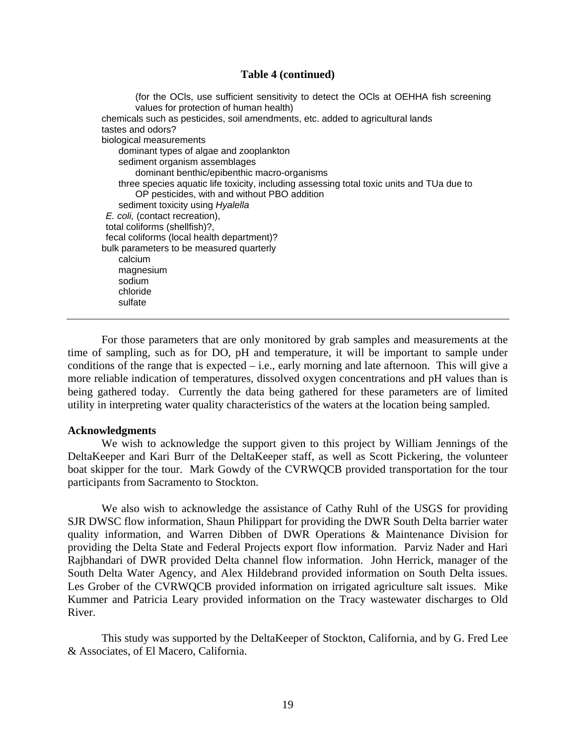**Table 4 (continued)**

(for the OCls, use sufficient sensitivity to detect the OCls at OEHHA fish screening values for protection of human health)

chemicals such as pesticides, soil amendments, etc. added to agricultural lands

tastes and odors?

biological measurements

- dominant types of algae and zooplankton
- sediment organism assemblages
  - dominant benthic/epibenthic macro-organisms
- three species aquatic life toxicity, including assessing total toxic units and TUa due to OP pesticides, with and without PBO addition
- sediment toxicity using *Hyalella*

*E. coli,* (contact recreation),

total coliforms (shellfish)?,

fecal coliforms (local health department)?

bulk parameters to be measured quarterly

- calcium
- magnesium
- sodium
- chloride
- sulfate

---

For those parameters that are only monitored by grab samples and measurements at the time of sampling, such as for DO, pH and temperature, it will be important to sample under conditions of the range that is expected – i.e., early morning and late afternoon. This will give a more reliable indication of temperatures, dissolved oxygen concentrations and pH values than is being gathered today. Currently the data being gathered for these parameters are of limited utility in interpreting water quality characteristics of the waters at the location being sampled.

**Acknowledgments**

We wish to acknowledge the support given to this project by William Jennings of the DeltaKeeper and Kari Burr of the DeltaKeeper staff, as well as Scott Pickering, the volunteer boat skipper for the tour. Mark Gowdy of the CVRWQCB provided transportation for the tour participants from Sacramento to Stockton.

We also wish to acknowledge the assistance of Cathy Ruhl of the USGS for providing SJR DWSC flow information, Shaun Philippart for providing the DWR South Delta barrier water quality information, and Warren Dibben of DWR Operations & Maintenance Division for providing the Delta State and Federal Projects export flow information. Parviz Nader and Hari Rajbhandari of DWR provided Delta channel flow information. John Herrick, manager of the South Delta Water Agency, and Alex Hildebrand provided information on South Delta issues. Les Grober of the CVRWQCB provided information on irrigated agriculture salt issues. Mike Kummer and Patricia Leary provided information on the Tracy wastewater discharges to Old River.

This study was supported by the DeltaKeeper of Stockton, California, and by G. Fred Lee & Associates, of El Macero, California.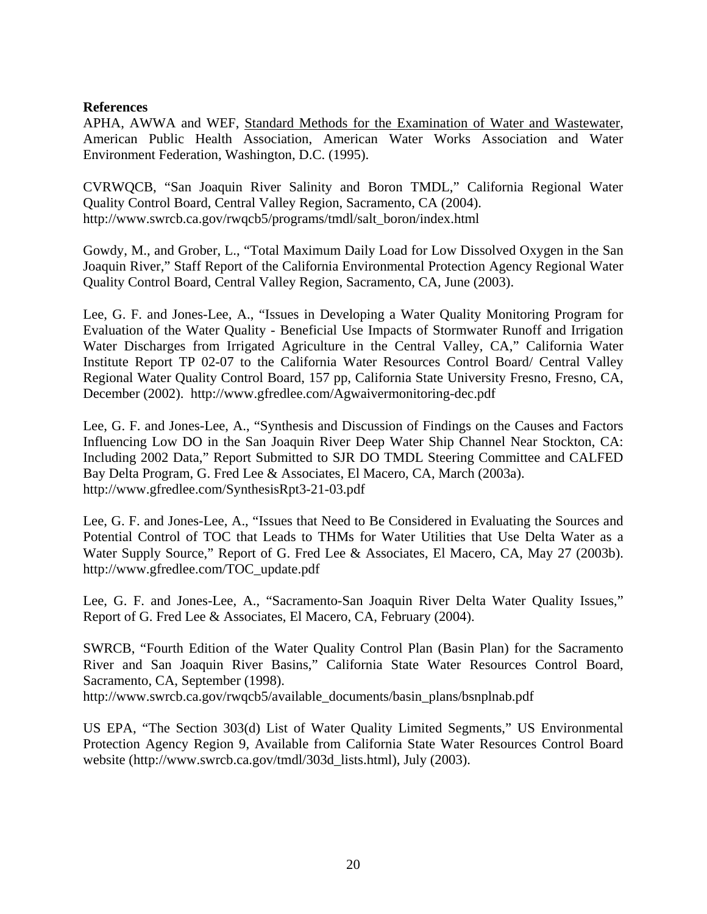**References**

APHA, AWWA and WEF, Standard Methods for the Examination of Water and Wastewater, American Public Health Association, American Water Works Association and Water Environment Federation, Washington, D.C. (1995).

CVRWQCB, "San Joaquin River Salinity and Boron TMDL," California Regional Water Quality Control Board, Central Valley Region, Sacramento, CA (2004). http://www.swrcb.ca.gov/rwqcb5/programs/tmdl/salt_boron/index.html

Gowdy, M., and Grober, L., "Total Maximum Daily Load for Low Dissolved Oxygen in the San Joaquin River," Staff Report of the California Environmental Protection Agency Regional Water Quality Control Board, Central Valley Region, Sacramento, CA, June (2003).

Lee, G. F. and Jones-Lee, A., "Issues in Developing a Water Quality Monitoring Program for Evaluation of the Water Quality - Beneficial Use Impacts of Stormwater Runoff and Irrigation Water Discharges from Irrigated Agriculture in the Central Valley, CA," California Water Institute Report TP 02-07 to the California Water Resources Control Board/ Central Valley Regional Water Quality Control Board, 157 pp, California State University Fresno, Fresno, CA, December (2002). http://www.gfredlee.com/Agwaivermonitoring-dec.pdf

Lee, G. F. and Jones-Lee, A., "Synthesis and Discussion of Findings on the Causes and Factors Influencing Low DO in the San Joaquin River Deep Water Ship Channel Near Stockton, CA: Including 2002 Data," Report Submitted to SJR DO TMDL Steering Committee and CALFED Bay Delta Program, G. Fred Lee & Associates, El Macero, CA, March (2003a). http://www.gfredlee.com/SynthesisRpt3-21-03.pdf

Lee, G. F. and Jones-Lee, A., "Issues that Need to Be Considered in Evaluating the Sources and Potential Control of TOC that Leads to THMs for Water Utilities that Use Delta Water as a Water Supply Source," Report of G. Fred Lee & Associates, El Macero, CA, May 27 (2003b). http://www.gfredlee.com/TOC_update.pdf

Lee, G. F. and Jones-Lee, A., "Sacramento-San Joaquin River Delta Water Quality Issues," Report of G. Fred Lee & Associates, El Macero, CA, February (2004).

SWRCB, "Fourth Edition of the Water Quality Control Plan (Basin Plan) for the Sacramento River and San Joaquin River Basins," California State Water Resources Control Board, Sacramento, CA, September (1998). http://www.swrcb.ca.gov/rwqcb5/available_documents/basin_plans/bsnplnab.pdf

US EPA, "The Section 303(d) List of Water Quality Limited Segments," US Environmental Protection Agency Region 9, Available from California State Water Resources Control Board website (http://www.swrcb.ca.gov/tmdl/303d_lists.html), July (2003).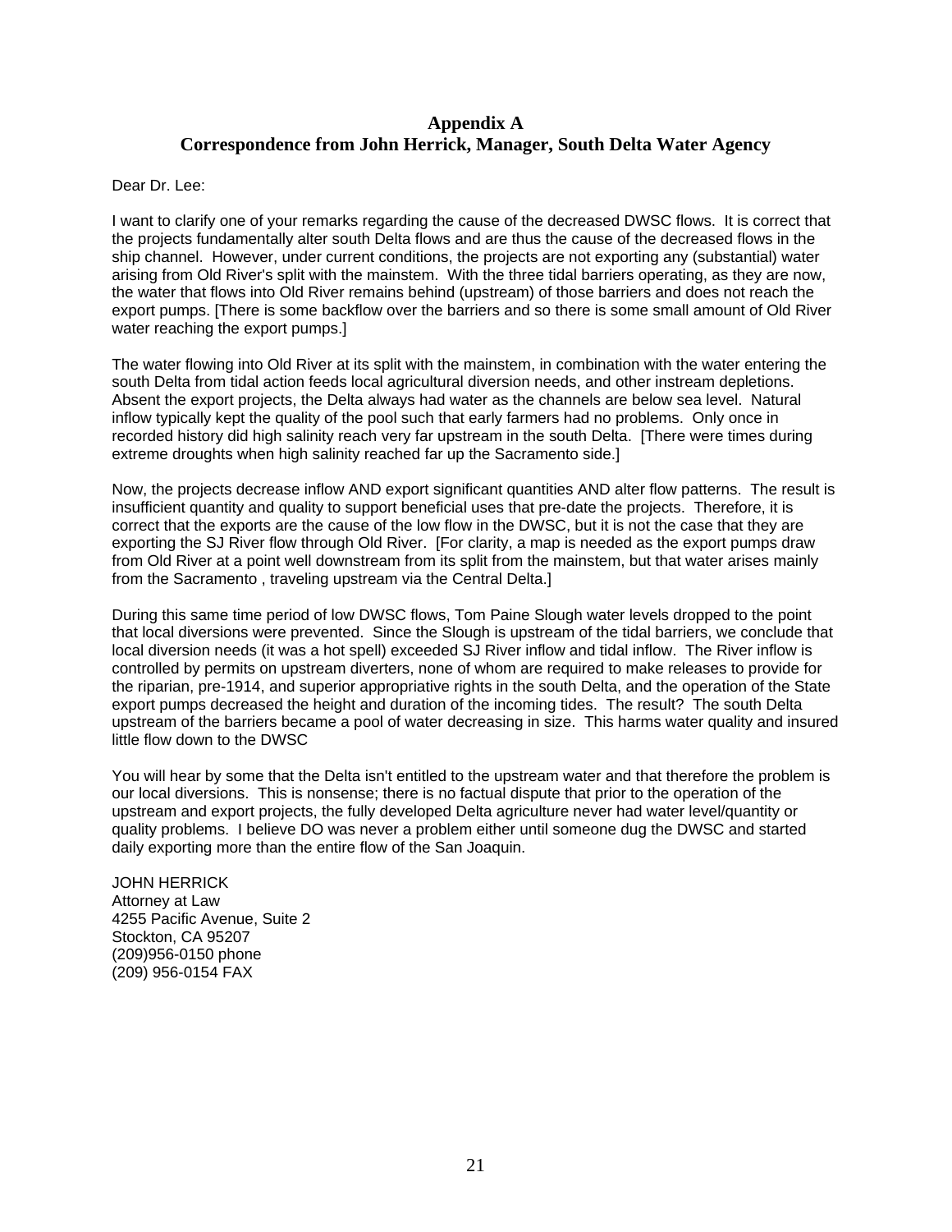## Appendix A
## Correspondence from John Herrick, Manager, South Delta Water Agency

Dear Dr. Lee:

I want to clarify one of your remarks regarding the cause of the decreased DWSC flows. It is correct that the projects fundamentally alter south Delta flows and are thus the cause of the decreased flows in the ship channel. However, under current conditions, the projects are not exporting any (substantial) water arising from Old River's split with the mainstem. With the three tidal barriers operating, as they are now, the water that flows into Old River remains behind (upstream) of those barriers and does not reach the export pumps. [There is some backflow over the barriers and so there is some small amount of Old River water reaching the export pumps.]

The water flowing into Old River at its split with the mainstem, in combination with the water entering the south Delta from tidal action feeds local agricultural diversion needs, and other instream depletions. Absent the export projects, the Delta always had water as the channels are below sea level. Natural inflow typically kept the quality of the pool such that early farmers had no problems. Only once in recorded history did high salinity reach very far upstream in the south Delta. [There were times during extreme droughts when high salinity reached far up the Sacramento side.]

Now, the projects decrease inflow AND export significant quantities AND alter flow patterns. The result is insufficient quantity and quality to support beneficial uses that pre-date the projects. Therefore, it is correct that the exports are the cause of the low flow in the DWSC, but it is not the case that they are exporting the SJ River flow through Old River. [For clarity, a map is needed as the export pumps draw from Old River at a point well downstream from its split from the mainstem, but that water arises mainly from the Sacramento , traveling upstream via the Central Delta.]

During this same time period of low DWSC flows, Tom Paine Slough water levels dropped to the point that local diversions were prevented. Since the Slough is upstream of the tidal barriers, we conclude that local diversion needs (it was a hot spell) exceeded SJ River inflow and tidal inflow. The River inflow is controlled by permits on upstream diverters, none of whom are required to make releases to provide for the riparian, pre-1914, and superior appropriative rights in the south Delta, and the operation of the State export pumps decreased the height and duration of the incoming tides. The result? The south Delta upstream of the barriers became a pool of water decreasing in size. This harms water quality and insured little flow down to the DWSC

You will hear by some that the Delta isn't entitled to the upstream water and that therefore the problem is our local diversions. This is nonsense; there is no factual dispute that prior to the operation of the upstream and export projects, the fully developed Delta agriculture never had water level/quantity or quality problems. I believe DO was never a problem either until someone dug the DWSC and started daily exporting more than the entire flow of the San Joaquin.

JOHN HERRICK
Attorney at Law
4255 Pacific Avenue, Suite 2
Stockton, CA 95207
(209)956-0150 phone
(209) 956-0154 FAX